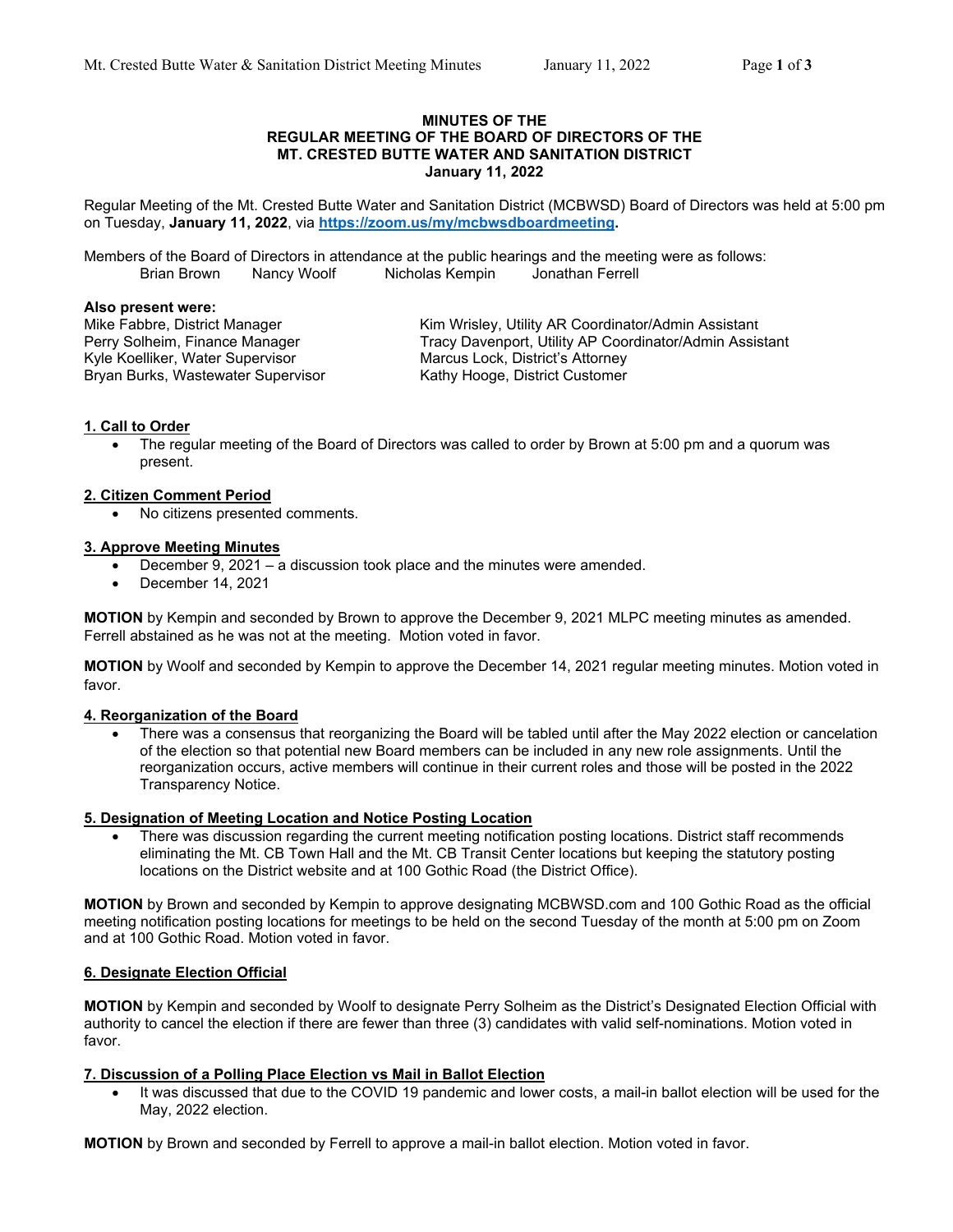**MINUTES OF THE**
**REGULAR MEETING OF THE BOARD OF DIRECTORS OF THE**
**MT. CRESTED BUTTE WATER AND SANITATION DISTRICT**
**January 11, 2022**

Regular Meeting of the Mt. Crested Butte Water and Sanitation District (MCBWSD) Board of Directors was held at 5:00 pm on Tuesday, **January 11, 2022**, via **https://zoom.us/my/mcbwsdboardmeeting.**

Members of the Board of Directors in attendance at the public hearings and the meeting were as follows:
Brian Brown   Nancy Woolf   Nicholas Kempin   Jonathan Ferrell

**Also present were:**

Mike Fabbre, District Manager
Perry Solheim, Finance Manager
Kyle Koelliker, Water Supervisor
Bryan Burks, Wastewater Supervisor
Kim Wrisley, Utility AR Coordinator/Admin Assistant
Tracy Davenport, Utility AP Coordinator/Admin Assistant
Marcus Lock, District's Attorney
Kathy Hooge, District Customer

**1. Call to Order**

- The regular meeting of the Board of Directors was called to order by Brown at 5:00 pm and a quorum was present.

**2. Citizen Comment Period**

- No citizens presented comments.

**3. Approve Meeting Minutes**

- December 9, 2021 – a discussion took place and the minutes were amended.
- December 14, 2021

**MOTION** by Kempin and seconded by Brown to approve the December 9, 2021 MLPC meeting minutes as amended. Ferrell abstained as he was not at the meeting. Motion voted in favor.

**MOTION** by Woolf and seconded by Kempin to approve the December 14, 2021 regular meeting minutes. Motion voted in favor.

**4. Reorganization of the Board**

- There was a consensus that reorganizing the Board will be tabled until after the May 2022 election or cancelation of the election so that potential new Board members can be included in any new role assignments. Until the reorganization occurs, active members will continue in their current roles and those will be posted in the 2022 Transparency Notice.

**5. Designation of Meeting Location and Notice Posting Location**

- There was discussion regarding the current meeting notification posting locations. District staff recommends eliminating the Mt. CB Town Hall and the Mt. CB Transit Center locations but keeping the statutory posting locations on the District website and at 100 Gothic Road (the District Office).

**MOTION** by Brown and seconded by Kempin to approve designating MCBWSD.com and 100 Gothic Road as the official meeting notification posting locations for meetings to be held on the second Tuesday of the month at 5:00 pm on Zoom and at 100 Gothic Road. Motion voted in favor.

**6. Designate Election Official**

**MOTION** by Kempin and seconded by Woolf to designate Perry Solheim as the District's Designated Election Official with authority to cancel the election if there are fewer than three (3) candidates with valid self-nominations. Motion voted in favor.

**7. Discussion of a Polling Place Election vs Mail in Ballot Election**

- It was discussed that due to the COVID 19 pandemic and lower costs, a mail-in ballot election will be used for the May, 2022 election.

**MOTION** by Brown and seconded by Ferrell to approve a mail-in ballot election. Motion voted in favor.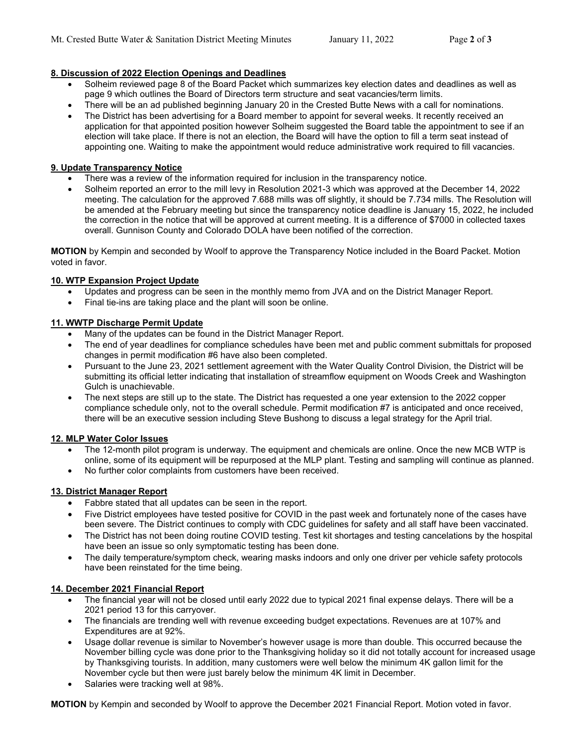**8. Discussion of 2022 Election Openings and Deadlines**

- Solheim reviewed page 8 of the Board Packet which summarizes key election dates and deadlines as well as page 9 which outlines the Board of Directors term structure and seat vacancies/term limits.
- There will be an ad published beginning January 20 in the Crested Butte News with a call for nominations.
- The District has been advertising for a Board member to appoint for several weeks. It recently received an application for that appointed position however Solheim suggested the Board table the appointment to see if an election will take place. If there is not an election, the Board will have the option to fill a term seat instead of appointing one. Waiting to make the appointment would reduce administrative work required to fill vacancies.

**9. Update Transparency Notice**

- There was a review of the information required for inclusion in the transparency notice.
- Solheim reported an error to the mill levy in Resolution 2021-3 which was approved at the December 14, 2022 meeting. The calculation for the approved 7.688 mills was off slightly, it should be 7.734 mills. The Resolution will be amended at the February meeting but since the transparency notice deadline is January 15, 2022, he included the correction in the notice that will be approved at current meeting. It is a difference of $7000 in collected taxes overall. Gunnison County and Colorado DOLA have been notified of the correction.

**MOTION** by Kempin and seconded by Woolf to approve the Transparency Notice included in the Board Packet. Motion voted in favor.

**10. WTP Expansion Project Update**

- Updates and progress can be seen in the monthly memo from JVA and on the District Manager Report.
- Final tie-ins are taking place and the plant will soon be online.

**11. WWTP Discharge Permit Update**

- Many of the updates can be found in the District Manager Report.
- The end of year deadlines for compliance schedules have been met and public comment submittals for proposed changes in permit modification #6 have also been completed.
- Pursuant to the June 23, 2021 settlement agreement with the Water Quality Control Division, the District will be submitting its official letter indicating that installation of streamflow equipment on Woods Creek and Washington Gulch is unachievable.
- The next steps are still up to the state. The District has requested a one year extension to the 2022 copper compliance schedule only, not to the overall schedule. Permit modification #7 is anticipated and once received, there will be an executive session including Steve Bushong to discuss a legal strategy for the April trial.

**12. MLP Water Color Issues**

- The 12-month pilot program is underway. The equipment and chemicals are online. Once the new MCB WTP is online, some of its equipment will be repurposed at the MLP plant. Testing and sampling will continue as planned.
- No further color complaints from customers have been received.

**13. District Manager Report**

- Fabbre stated that all updates can be seen in the report.
- Five District employees have tested positive for COVID in the past week and fortunately none of the cases have been severe. The District continues to comply with CDC guidelines for safety and all staff have been vaccinated.
- The District has not been doing routine COVID testing. Test kit shortages and testing cancelations by the hospital have been an issue so only symptomatic testing has been done.
- The daily temperature/symptom check, wearing masks indoors and only one driver per vehicle safety protocols have been reinstated for the time being.

**14. December 2021 Financial Report**

- The financial year will not be closed until early 2022 due to typical 2021 final expense delays. There will be a 2021 period 13 for this carryover.
- The financials are trending well with revenue exceeding budget expectations. Revenues are at 107% and Expenditures are at 92%.
- Usage dollar revenue is similar to November's however usage is more than double. This occurred because the November billing cycle was done prior to the Thanksgiving holiday so it did not totally account for increased usage by Thanksgiving tourists. In addition, many customers were well below the minimum 4K gallon limit for the November cycle but then were just barely below the minimum 4K limit in December.
- Salaries were tracking well at 98%.

**MOTION** by Kempin and seconded by Woolf to approve the December 2021 Financial Report. Motion voted in favor.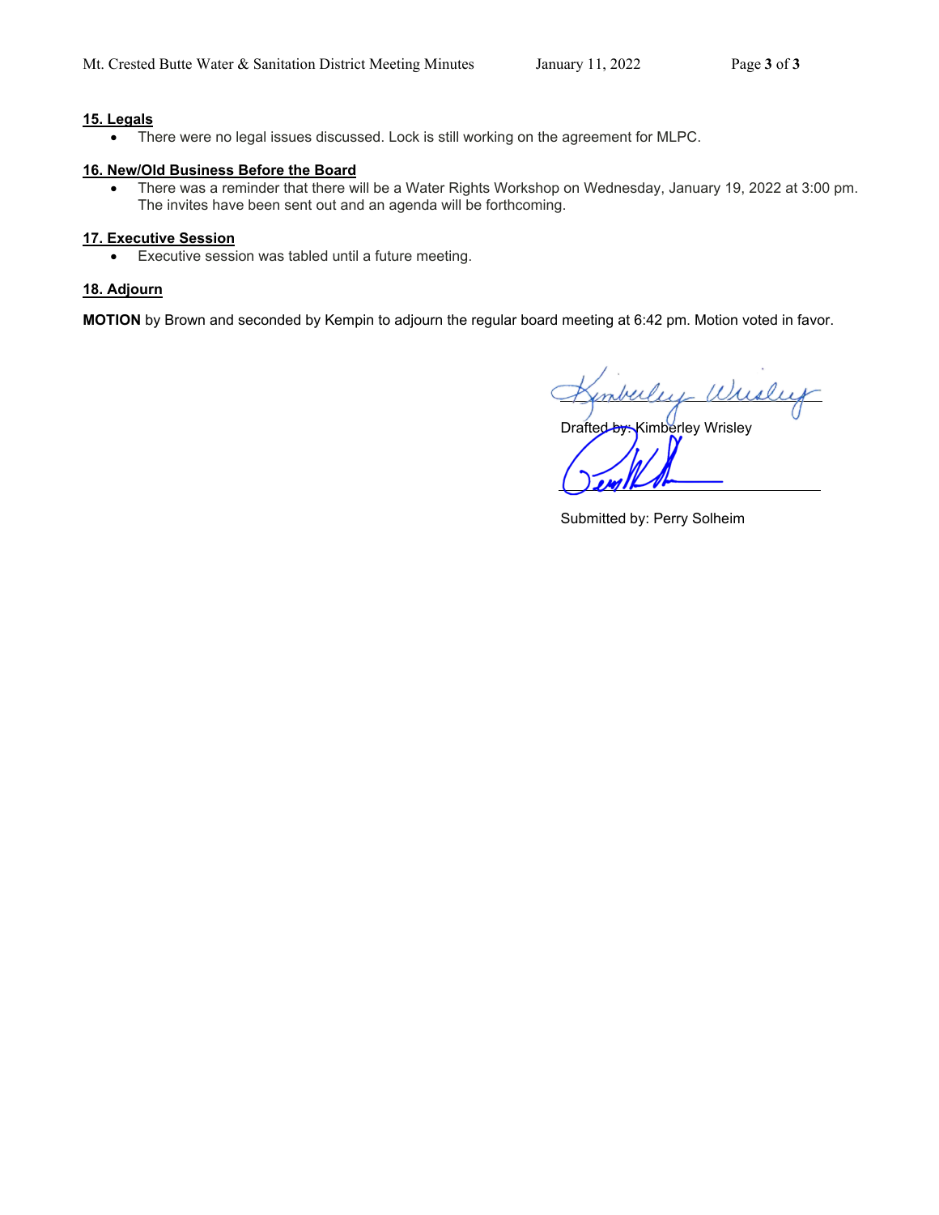**15. Legals**

- There were no legal issues discussed. Lock is still working on the agreement for MLPC.

**16. New/Old Business Before the Board**

- There was a reminder that there will be a Water Rights Workshop on Wednesday, January 19, 2022 at 3:00 pm. The invites have been sent out and an agenda will be forthcoming.

**17. Executive Session**

- Executive session was tabled until a future meeting.

**18. Adjourn**

**MOTION** by Brown and seconded by Kempin to adjourn the regular board meeting at 6:42 pm. Motion voted in favor.

Drafted by: Kimberley Wrisley

Submitted by: Perry Solheim